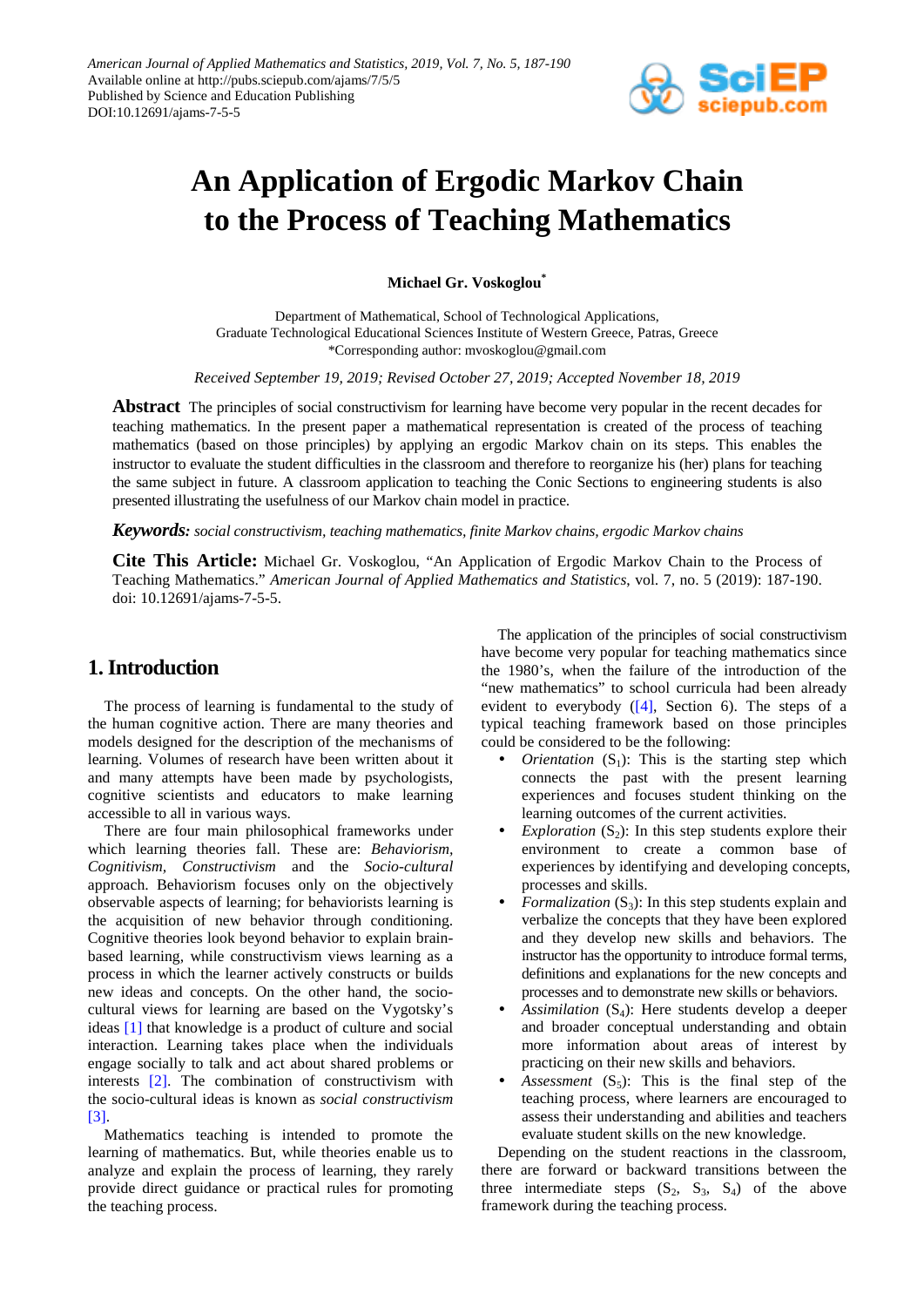# An Application of Ergodic Markov Chain to the Process of Teaching Mathematics

**Michael Gr. Voskoglou***

Department of Mathematical, School of Technological Applications,
Graduate Technological Educational Sciences Institute of Western Greece, Patras, Greece
*Corresponding author: mvoskoglou@gmail.com

*Received September 19, 2019; Revised October 27, 2019; Accepted November 18, 2019*

**Abstract** The principles of social constructivism for learning have become very popular in the recent decades for teaching mathematics. In the present paper a mathematical representation is created of the process of teaching mathematics (based on those principles) by applying an ergodic Markov chain on its steps. This enables the instructor to evaluate the student difficulties in the classroom and therefore to reorganize his (her) plans for teaching the same subject in future. A classroom application to teaching the Conic Sections to engineering students is also presented illustrating the usefulness of our Markov chain model in practice.

***Keywords:*** *social constructivism, teaching mathematics, finite Markov chains, ergodic Markov chains*

**Cite This Article:** Michael Gr. Voskoglou, "An Application of Ergodic Markov Chain to the Process of Teaching Mathematics." *American Journal of Applied Mathematics and Statistics*, vol. 7, no. 5 (2019): 187-190. doi: 10.12691/ajams-7-5-5.

## 1. Introduction

The process of learning is fundamental to the study of the human cognitive action. There are many theories and models designed for the description of the mechanisms of learning. Volumes of research have been written about it and many attempts have been made by psychologists, cognitive scientists and educators to make learning accessible to all in various ways.

There are four main philosophical frameworks under which learning theories fall. These are: *Behaviorism*, *Cognitivism*, *Constructivism* and the *Socio-cultural* approach. Behaviorism focuses only on the objectively observable aspects of learning; for behaviorists learning is the acquisition of new behavior through conditioning. Cognitive theories look beyond behavior to explain brain-based learning, while constructivism views learning as a process in which the learner actively constructs or builds new ideas and concepts. On the other hand, the socio-cultural views for learning are based on the Vygotsky's ideas [1] that knowledge is a product of culture and social interaction. Learning takes place when the individuals engage socially to talk and act about shared problems or interests [2]. The combination of constructivism with the socio-cultural ideas is known as *social constructivism* [3].

Mathematics teaching is intended to promote the learning of mathematics. But, while theories enable us to analyze and explain the process of learning, they rarely provide direct guidance or practical rules for promoting the teaching process.

The application of the principles of social constructivism have become very popular for teaching mathematics since the 1980's, when the failure of the introduction of the "new mathematics" to school curricula had been already evident to everybody ([4], Section 6). The steps of a typical teaching framework based on those principles could be considered to be the following:

- *Orientation* ($S_1$): This is the starting step which connects the past with the present learning experiences and focuses student thinking on the learning outcomes of the current activities.
- *Exploration* ($S_2$): In this step students explore their environment to create a common base of experiences by identifying and developing concepts, processes and skills.
- *Formalization* ($S_3$): In this step students explain and verbalize the concepts that they have been explored and they develop new skills and behaviors. The instructor has the opportunity to introduce formal terms, definitions and explanations for the new concepts and processes and to demonstrate new skills or behaviors.
- *Assimilation* ($S_4$): Here students develop a deeper and broader conceptual understanding and obtain more information about areas of interest by practicing on their new skills and behaviors.
- *Assessment* ($S_5$): This is the final step of the teaching process, where learners are encouraged to assess their understanding and abilities and teachers evaluate student skills on the new knowledge.

Depending on the student reactions in the classroom, there are forward or backward transitions between the three intermediate steps ($S_2$, $S_3$, $S_4$) of the above framework during the teaching process.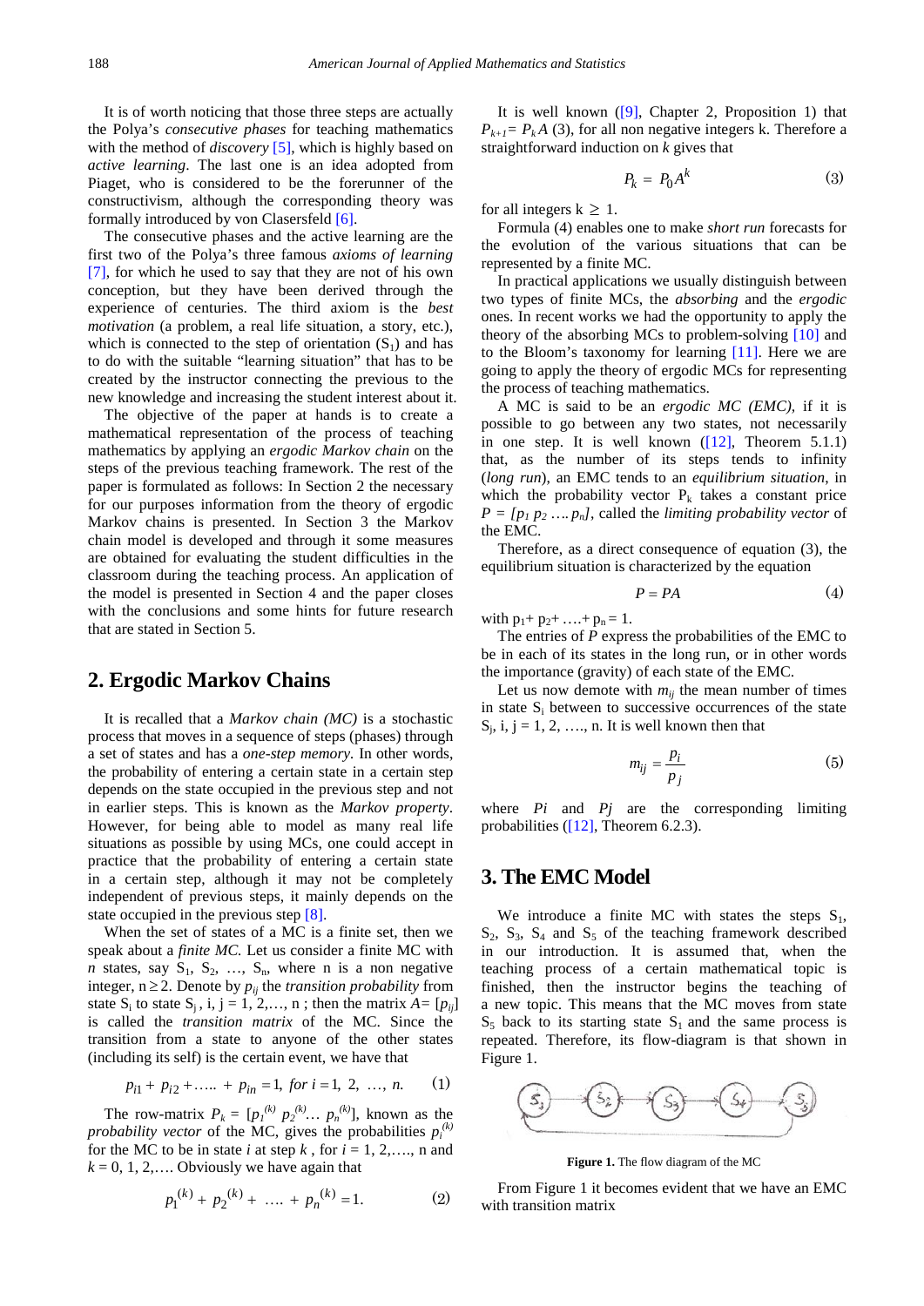It is of worth noticing that those three steps are actually the Polya's *consecutive phases* for teaching mathematics with the method of *discovery* [5], which is highly based on *active learning*. The last one is an idea adopted from Piaget, who is considered to be the forerunner of the constructivism, although the corresponding theory was formally introduced by von Clasersfeld [6].

The consecutive phases and the active learning are the first two of the Polya's three famous *axioms of learning* [7], for which he used to say that they are not of his own conception, but they have been derived through the experience of centuries. The third axiom is the *best motivation* (a problem, a real life situation, a story, etc.), which is connected to the step of orientation ($S_1$) and has to do with the suitable "learning situation" that has to be created by the instructor connecting the previous to the new knowledge and increasing the student interest about it.

The objective of the paper at hands is to create a mathematical representation of the process of teaching mathematics by applying an *ergodic Markov chain* on the steps of the previous teaching framework. The rest of the paper is formulated as follows: In Section 2 the necessary for our purposes information from the theory of ergodic Markov chains is presented. In Section 3 the Markov chain model is developed and through it some measures are obtained for evaluating the student difficulties in the classroom during the teaching process. An application of the model is presented in Section 4 and the paper closes with the conclusions and some hints for future research that are stated in Section 5.

## 2. Ergodic Markov Chains

It is recalled that a *Markov chain (MC)* is a stochastic process that moves in a sequence of steps (phases) through a set of states and has a *one-step memory*. In other words, the probability of entering a certain state in a certain step depends on the state occupied in the previous step and not in earlier steps. This is known as the *Markov property*. However, for being able to model as many real life situations as possible by using MCs, one could accept in practice that the probability of entering a certain state in a certain step, although it may not be completely independent of previous steps, it mainly depends on the state occupied in the previous step [8].

When the set of states of a MC is a finite set, then we speak about a *finite MC*. Let us consider a finite MC with *n* states, say $S_1$, $S_2$, …, $S_n$, where n is a non negative integer, $n \geq 2$. Denote by $p_{ij}$ the *transition probability* from state $S_i$ to state $S_j$, i, j = 1, 2,…, n ; then the matrix $A = [p_{ij}]$ is called the *transition matrix* of the MC. Since the transition from a state to anyone of the other states (including its self) is the certain event, we have that

$$p_{i1} + p_{i2} + \ldots + p_{in} = 1, \; for \; i = 1, \; 2, \; \ldots, \; n. \tag{1}$$

The row-matrix $P_k = [p_1^{(k)} \, p_2^{(k)} \ldots \, p_n^{(k)}]$, known as the *probability vector* of the MC, gives the probabilities $p_i^{(k)}$ for the MC to be in state *i* at step *k* , for *i* = 1, 2,…., n and *k* = 0, 1, 2,…. Obviously we have again that

$$p_1^{(k)} + p_2^{(k)} + \ldots + p_n^{(k)} = 1. \tag{2}$$

It is well known ([9], Chapter 2, Proposition 1) that $P_{k+1} = P_k A$ (3), for all non negative integers k. Therefore a straightforward induction on *k* gives that

$$P_k = P_0 A^k \tag{3}$$

for all integers $k \geq 1$.

Formula (4) enables one to make *short run* forecasts for the evolution of the various situations that can be represented by a finite MC.

In practical applications we usually distinguish between two types of finite MCs, the *absorbing* and the *ergodic* ones. In recent works we had the opportunity to apply the theory of the absorbing MCs to problem-solving [10] and to the Bloom's taxonomy for learning [11]. Here we are going to apply the theory of ergodic MCs for representing the process of teaching mathematics.

A MC is said to be an *ergodic MC (EMC)*, if it is possible to go between any two states, not necessarily in one step. It is well known ([12], Theorem 5.1.1) that, as the number of its steps tends to infinity (*long run*), an EMC tends to an *equilibrium situation*, in which the probability vector $P_k$ takes a constant price $P = [p_1 \, p_2 \ldots p_n]$, called the *limiting probability vector* of the EMC.

Therefore, as a direct consequence of equation (3), the equilibrium situation is characterized by the equation

$$P = PA \tag{4}$$

with $p_1 + p_2 + \ldots + p_n = 1$.

The entries of *P* express the probabilities of the EMC to be in each of its states in the long run, or in other words the importance (gravity) of each state of the EMC.

Let us now denote with $m_{ij}$ the mean number of times in state $S_i$ between to successive occurrences of the state $S_j$, i, j = 1, 2, …., n. It is well known then that

$$m_{ij} = \frac{p_i}{p_j} \tag{5}$$

where $Pi$ and $Pj$ are the corresponding limiting probabilities ([12], Theorem 6.2.3).

## 3. The EMC Model

We introduce a finite MC with states the steps $S_1$, $S_2$, $S_3$, $S_4$ and $S_5$ of the teaching framework described in our introduction. It is assumed that, when the teaching process of a certain mathematical topic is finished, then the instructor begins the teaching of a new topic. This means that the MC moves from state $S_5$ back to its starting state $S_1$ and the same process is repeated. Therefore, its flow-diagram is that shown in Figure 1.

**Figure 1.** The flow diagram of the MC

From Figure 1 it becomes evident that we have an EMC with transition matrix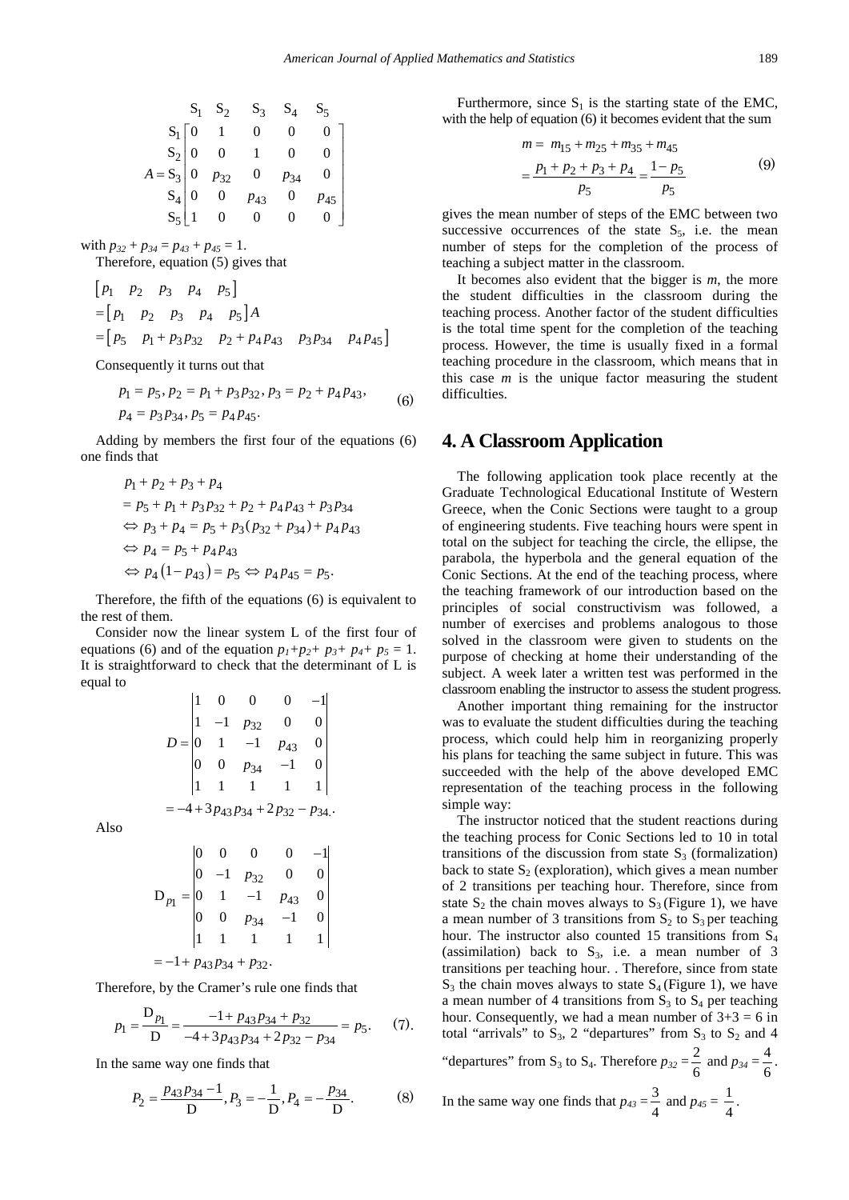$$A = \begin{array}{c} \\ S_1 \\ S_2 \\ S_3 \\ S_4 \\ S_5 \end{array} \begin{array}{c} \begin{array}{ccccc} S_1 & S_2 & S_3 & S_4 & S_5 \end{array} \\ \begin{bmatrix} 0 & 1 & 0 & 0 & 0 \\ 0 & 0 & 1 & 0 & 0 \\ 0 & p_{32} & 0 & p_{34} & 0 \\ 0 & 0 & p_{43} & 0 & p_{45} \\ 1 & 0 & 0 & 0 & 0 \end{bmatrix} \end{array}$$

with $p_{32} + p_{34} = p_{43} + p_{45} = 1$.

Therefore, equation (5) gives that

$$\begin{aligned} &\begin{bmatrix} p_1 & p_2 & p_3 & p_4 & p_5 \end{bmatrix} \\ &= \begin{bmatrix} p_1 & p_2 & p_3 & p_4 & p_5 \end{bmatrix} A \\ &= \begin{bmatrix} p_5 & p_1 + p_3 p_{32} & p_2 + p_4 p_{43} & p_3 p_{34} & p_4 p_{45} \end{bmatrix} \end{aligned}$$

Consequently it turns out that

$$\begin{aligned} &p_1 = p_5, p_2 = p_1 + p_3 p_{32}, p_3 = p_2 + p_4 p_{43}, \\ &p_4 = p_3 p_{34}, p_5 = p_4 p_{45}. \end{aligned} \tag{6}$$

Adding by members the first four of the equations (6) one finds that

$$\begin{aligned} &p_1 + p_2 + p_3 + p_4 \\ &= p_5 + p_1 + p_3 p_{32} + p_2 + p_4 p_{43} + p_3 p_{34} \\ &\Leftrightarrow p_3 + p_4 = p_5 + p_3 (p_{32} + p_{34}) + p_4 p_{43} \\ &\Leftrightarrow p_4 = p_5 + p_4 p_{43} \\ &\Leftrightarrow p_4 (1 - p_{43}) = p_5 \Leftrightarrow p_4 p_{45} = p_5. \end{aligned}$$

Therefore, the fifth of the equations (6) is equivalent to the rest of them.

Consider now the linear system L of the first four of equations (6) and of the equation $p_1+p_2+ p_3+ p_4+ p_5 = 1$. It is straightforward to check that the determinant of L is equal to

$$\begin{aligned} D &= \begin{vmatrix} 1 & 0 & 0 & 0 & -1 \\ 1 & -1 & p_{32} & 0 & 0 \\ 0 & 1 & -1 & p_{43} & 0 \\ 0 & 0 & p_{34} & -1 & 0 \\ 1 & 1 & 1 & 1 & 1 \end{vmatrix} \\ &= -4 + 3 p_{43} p_{34} + 2 p_{32} - p_{34}. \end{aligned}$$

Also

$$\begin{aligned} D_{p_1} &= \begin{vmatrix} 0 & 0 & 0 & 0 & -1 \\ 0 & -1 & p_{32} & 0 & 0 \\ 0 & 1 & -1 & p_{43} & 0 \\ 0 & 0 & p_{34} & -1 & 0 \\ 1 & 1 & 1 & 1 & 1 \end{vmatrix} \\ &= -1 + p_{43} p_{34} + p_{32}. \end{aligned}$$

Therefore, by the Cramer's rule one finds that

$$p_1 = \frac{D_{p_1}}{D} = \frac{-1 + p_{43} p_{34} + p_{32}}{-4 + 3 p_{43} p_{34} + 2 p_{32} - p_{34}} = p_5. \tag{7}$$

In the same way one finds that

$$P_2 = \frac{p_{43} p_{34} - 1}{D}, P_3 = -\frac{1}{D}, P_4 = -\frac{p_{34}}{D}. \tag{8}$$

Furthermore, since $S_1$ is the starting state of the EMC, with the help of equation (6) it becomes evident that the sum

$$\begin{aligned} m &= m_{15} + m_{25} + m_{35} + m_{45} \\ &= \frac{p_1 + p_2 + p_3 + p_4}{p_5} = \frac{1 - p_5}{p_5} \end{aligned} \tag{9}$$

gives the mean number of steps of the EMC between two successive occurrences of the state $S_5$, i.e. the mean number of steps for the completion of the process of teaching a subject matter in the classroom.

It becomes also evident that the bigger is $m$, the more the student difficulties in the classroom during the teaching process. Another factor of the student difficulties is the total time spent for the completion of the teaching process. However, the time is usually fixed in a formal teaching procedure in the classroom, which means that in this case $m$ is the unique factor measuring the student difficulties.

## 4. A Classroom Application

The following application took place recently at the Graduate Technological Educational Institute of Western Greece, when the Conic Sections were taught to a group of engineering students. Five teaching hours were spent in total on the subject for teaching the circle, the ellipse, the parabola, the hyperbola and the general equation of the Conic Sections. At the end of the teaching process, where the teaching framework of our introduction based on the principles of social constructivism was followed, a number of exercises and problems analogous to those solved in the classroom were given to students on the purpose of checking at home their understanding of the subject. A week later a written test was performed in the classroom enabling the instructor to assess the student progress.

Another important thing remaining for the instructor was to evaluate the student difficulties during the teaching process, which could help him in reorganizing properly his plans for teaching the same subject in future. This was succeeded with the help of the above developed EMC representation of the teaching process in the following simple way:

The instructor noticed that the student reactions during the teaching process for Conic Sections led to 10 in total transitions of the discussion from state $S_3$ (formalization) back to state $S_2$ (exploration), which gives a mean number of 2 transitions per teaching hour. Therefore, since from state $S_2$ the chain moves always to $S_3$ (Figure 1), we have a mean number of 3 transitions from $S_2$ to $S_3$ per teaching hour. The instructor also counted 15 transitions from $S_4$ (assimilation) back to $S_3$, i.e. a mean number of 3 transitions per teaching hour. . Therefore, since from state $S_3$ the chain moves always to state $S_4$ (Figure 1), we have a mean number of 4 transitions from $S_3$ to $S_4$ per teaching hour. Consequently, we had a mean number of 3+3 = 6 in total "arrivals" to $S_3$, 2 "departures" from $S_3$ to $S_2$ and 4 "departures" from $S_3$ to $S_4$. Therefore $p_{32} = \frac{2}{6}$ and $p_{34} = \frac{4}{6}$.

In the same way one finds that $p_{43} = \frac{3}{4}$ and $p_{45} = \frac{1}{4}$.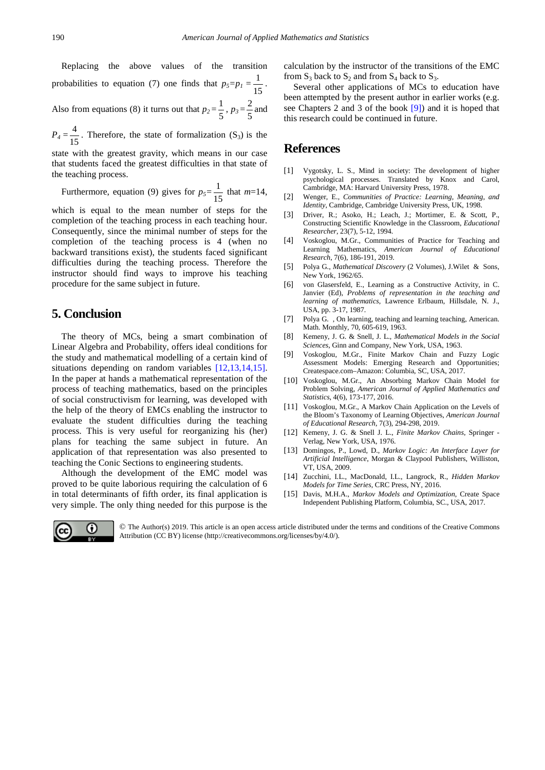Replacing the above values of the transition probabilities to equation (7) one finds that $p_5=p_1=\frac{1}{15}$. Also from equations (8) it turns out that $p_2=\frac{1}{5}$, $p_3=\frac{2}{5}$ and $P_4=\frac{4}{15}$. Therefore, the state of formalization ($S_3$) is the state with the greatest gravity, which means in our case that students faced the greatest difficulties in that state of the teaching process.

Furthermore, equation (9) gives for $p_5=\frac{1}{15}$ that $m$=14, which is equal to the mean number of steps for the completion of the teaching process in each teaching hour. Consequently, since the minimal number of steps for the completion of the teaching process is 4 (when no backward transitions exist), the students faced significant difficulties during the teaching process. Therefore the instructor should find ways to improve his teaching procedure for the same subject in future.

## 5. Conclusion

The theory of MCs, being a smart combination of Linear Algebra and Probability, offers ideal conditions for the study and mathematical modelling of a certain kind of situations depending on random variables [12,13,14,15]. In the paper at hands a mathematical representation of the process of teaching mathematics, based on the principles of social constructivism for learning, was developed with the help of the theory of EMCs enabling the instructor to evaluate the student difficulties during the teaching process. This is very useful for reorganizing his (her) plans for teaching the same subject in future. An application of that representation was also presented to teaching the Conic Sections to engineering students.

Although the development of the EMC model was proved to be quite laborious requiring the calculation of 6 in total determinants of fifth order, its final application is very simple. The only thing needed for this purpose is the calculation by the instructor of the transitions of the EMC from $S_3$ back to $S_2$ and from $S_4$ back to $S_3$.

Several other applications of MCs to education have been attempted by the present author in earlier works (e.g. see Chapters 2 and 3 of the book [9]) and it is hoped that this research could be continued in future.

## References

[1] Vygotsky, L. S., Mind in society: The development of higher psychological processes. Translated by Knox and Carol, Cambridge, MA: Harvard University Press, 1978.

[2] Wenger, E., *Communities of Practice: Learning, Meaning, and Identity*, Cambridge, Cambridge University Press, UK, 1998.

[3] Driver, R.; Asoko, H.; Leach, J.; Mortimer, E. & Scott, P., Constructing Scientific Knowledge in the Classroom, *Educational Researcher*, 23(7), 5-12, 1994.

[4] Voskoglou, M.G., Communities of Practice for Teaching and Learning Mathematics, *American Journal of Educational Research*, 7(6), 186-191, 2019.

[5] Polya G., *Mathematical Discovery* (2 Volumes), J.Wilet & Sons, New York, 1962/65.

[6] von Glasersfeld, E., Learning as a Constructive Activity, in C. Janvier (Ed), *Problems of representation in the teaching and learning of mathematics*, Lawrence Erlbaum, Hillsdale, N. J., USA, pp. 3-17, 1987.

[7] Polya G. , On learning, teaching and learning teaching, American. Math. Monthly, 70, 605-619, 1963.

[8] Kemeny, J. G. & Snell, J. L., *Mathematical Models in the Social Sciences*, Ginn and Company, New York, USA, 1963.

[9] Voskoglou, M.Gr., Finite Markov Chain and Fuzzy Logic Assessment Models: Emerging Research and Opportunities; Createspace.com–Amazon: Columbia, SC, USA, 2017.

[10] Voskoglou, M.Gr., An Absorbing Markov Chain Model for Problem Solving, *American Journal of Applied Mathematics and Statistics*, 4(6), 173-177, 2016.

[11] Voskoglou, M.Gr., A Markov Chain Application on the Levels of the Bloom's Taxonomy of Learning Objectives, *American Journal of Educational Research*, 7(3), 294-298, 2019.

[12] Kemeny, J. G. & Snell J. L., *Finite Markov Chains*, Springer - Verlag, New York, USA, 1976.

[13] Domingos, P., Lowd, D., *Markov Logic: An Interface Layer for Artificial Intelligence*, Morgan & Claypool Publishers, Williston, VT, USA, 2009.

[14] Zucchini, I.L., MacDonald, I.L., Langrock, R., *Hidden Markov Models for Time Series*, CRC Press, NY, 2016.

[15] Davis, M.H.A., *Markov Models and Optimization*, Create Space Independent Publishing Platform, Columbia, SC., USA, 2017.

© The Author(s) 2019. This article is an open access article distributed under the terms and conditions of the Creative Commons Attribution (CC BY) license (http://creativecommons.org/licenses/by/4.0/).